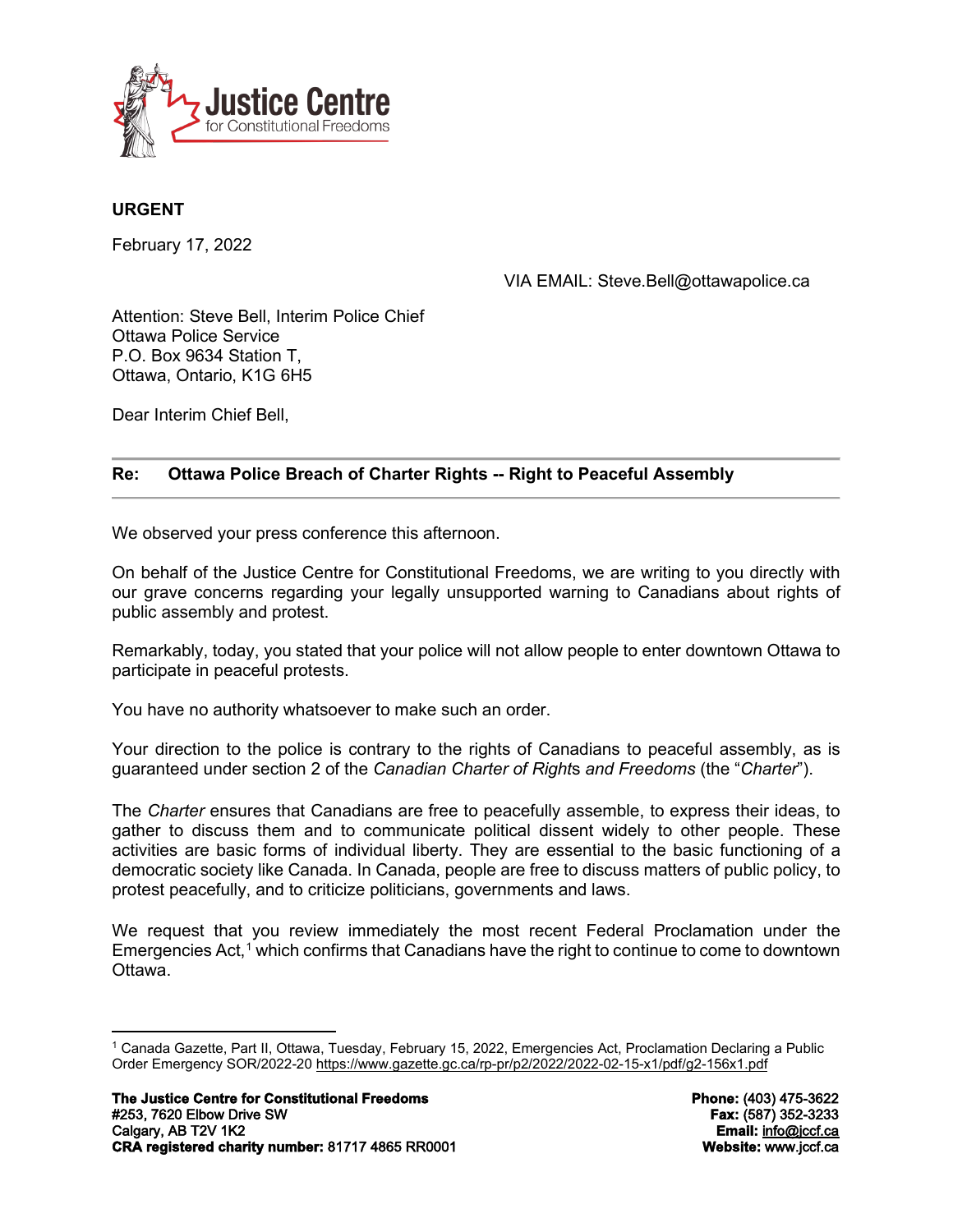**Justice Centre for Constitutional Freedoms**

**URGENT**

February 17, 2022

VIA EMAIL: Steve.Bell@ottawapolice.ca

Attention: Steve Bell, Interim Police Chief
Ottawa Police Service
P.O. Box 9634 Station T,
Ottawa, Ontario, K1G 6H5

Dear Interim Chief Bell,

**Re: Ottawa Police Breach of Charter Rights -- Right to Peaceful Assembly**

We observed your press conference this afternoon.

On behalf of the Justice Centre for Constitutional Freedoms, we are writing to you directly with our grave concerns regarding your legally unsupported warning to Canadians about rights of public assembly and protest.

Remarkably, today, you stated that your police will not allow people to enter downtown Ottawa to participate in peaceful protests.

You have no authority whatsoever to make such an order.

Your direction to the police is contrary to the rights of Canadians to peaceful assembly, as is guaranteed under section 2 of the *Canadian Charter of Rights and Freedoms* (the "*Charter*").

The *Charter* ensures that Canadians are free to peacefully assemble, to express their ideas, to gather to discuss them and to communicate political dissent widely to other people. These activities are basic forms of individual liberty. They are essential to the basic functioning of a democratic society like Canada. In Canada, people are free to discuss matters of public policy, to protest peacefully, and to criticize politicians, governments and laws.

We request that you review immediately the most recent Federal Proclamation under the Emergencies Act,[1] which confirms that Canadians have the right to continue to come to downtown Ottawa.

[1] Canada Gazette, Part II, Ottawa, Tuesday, February 15, 2022, Emergencies Act, Proclamation Declaring a Public Order Emergency SOR/2022-20 https://www.gazette.gc.ca/rp-pr/p2/2022/2022-02-15-x1/pdf/g2-156x1.pdf

**The Justice Centre for Constitutional Freedoms**
**#253, 7620 Elbow Drive SW**
**Calgary, AB T2V 1K2**
**CRA registered charity number:** 81717 4865 RR0001

**Phone:** (403) 475-3622
**Fax:** (587) 352-3233
**Email:** info@jccf.ca
**Website:** www.jccf.ca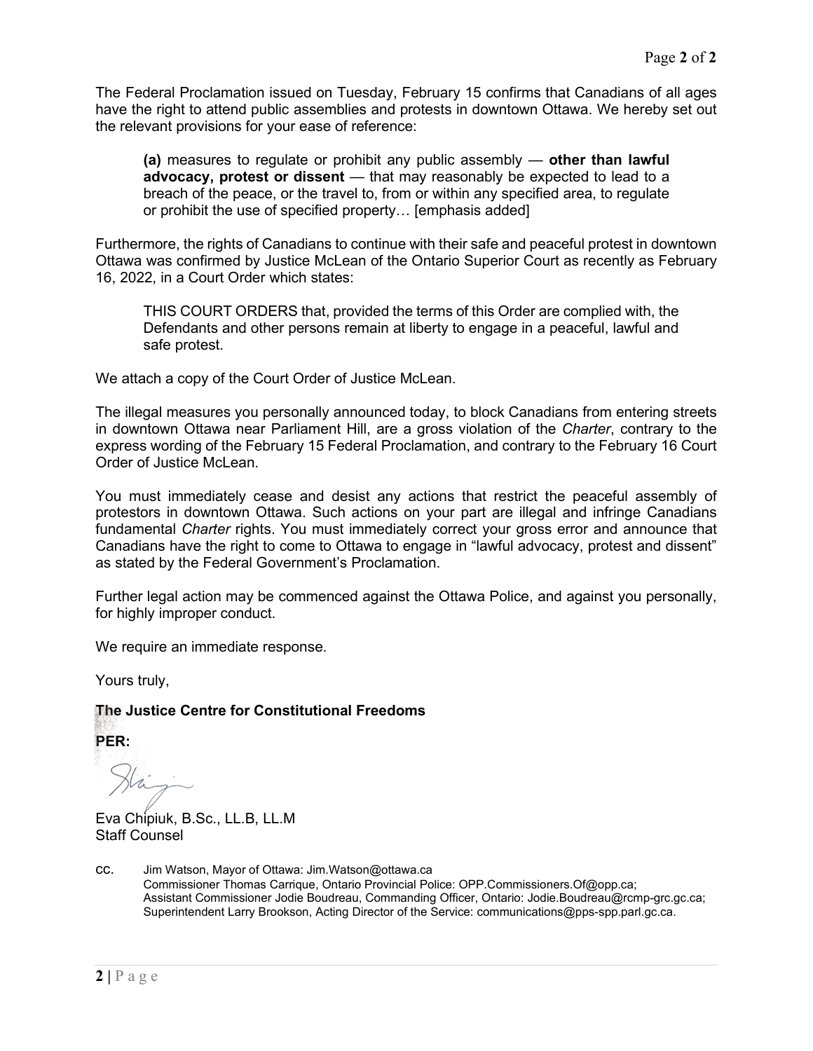The Federal Proclamation issued on Tuesday, February 15 confirms that Canadians of all ages have the right to attend public assemblies and protests in downtown Ottawa. We hereby set out the relevant provisions for your ease of reference:

> **(a)** measures to regulate or prohibit any public assembly — **other than lawful advocacy, protest or dissent** — that may reasonably be expected to lead to a breach of the peace, or the travel to, from or within any specified area, to regulate or prohibit the use of specified property… [emphasis added]

Furthermore, the rights of Canadians to continue with their safe and peaceful protest in downtown Ottawa was confirmed by Justice McLean of the Ontario Superior Court as recently as February 16, 2022, in a Court Order which states:

> THIS COURT ORDERS that, provided the terms of this Order are complied with, the Defendants and other persons remain at liberty to engage in a peaceful, lawful and safe protest.

We attach a copy of the Court Order of Justice McLean.

The illegal measures you personally announced today, to block Canadians from entering streets in downtown Ottawa near Parliament Hill, are a gross violation of the *Charter*, contrary to the express wording of the February 15 Federal Proclamation, and contrary to the February 16 Court Order of Justice McLean.

You must immediately cease and desist any actions that restrict the peaceful assembly of protestors in downtown Ottawa. Such actions on your part are illegal and infringe Canadians fundamental *Charter* rights. You must immediately correct your gross error and announce that Canadians have the right to come to Ottawa to engage in "lawful advocacy, protest and dissent" as stated by the Federal Government's Proclamation.

Further legal action may be commenced against the Ottawa Police, and against you personally, for highly improper conduct.

We require an immediate response.

Yours truly,

**The Justice Centre for Constitutional Freedoms**

**PER:**

Eva Chipiuk, B.Sc., LL.B, LL.M
Staff Counsel

cc. Jim Watson, Mayor of Ottawa: Jim.Watson@ottawa.ca
Commissioner Thomas Carrique, Ontario Provincial Police: OPP.Commissioners.Of@opp.ca;
Assistant Commissioner Jodie Boudreau, Commanding Officer, Ontario: Jodie.Boudreau@rcmp-grc.gc.ca;
Superintendent Larry Brookson, Acting Director of the Service: communications@pps-spp.parl.gc.ca.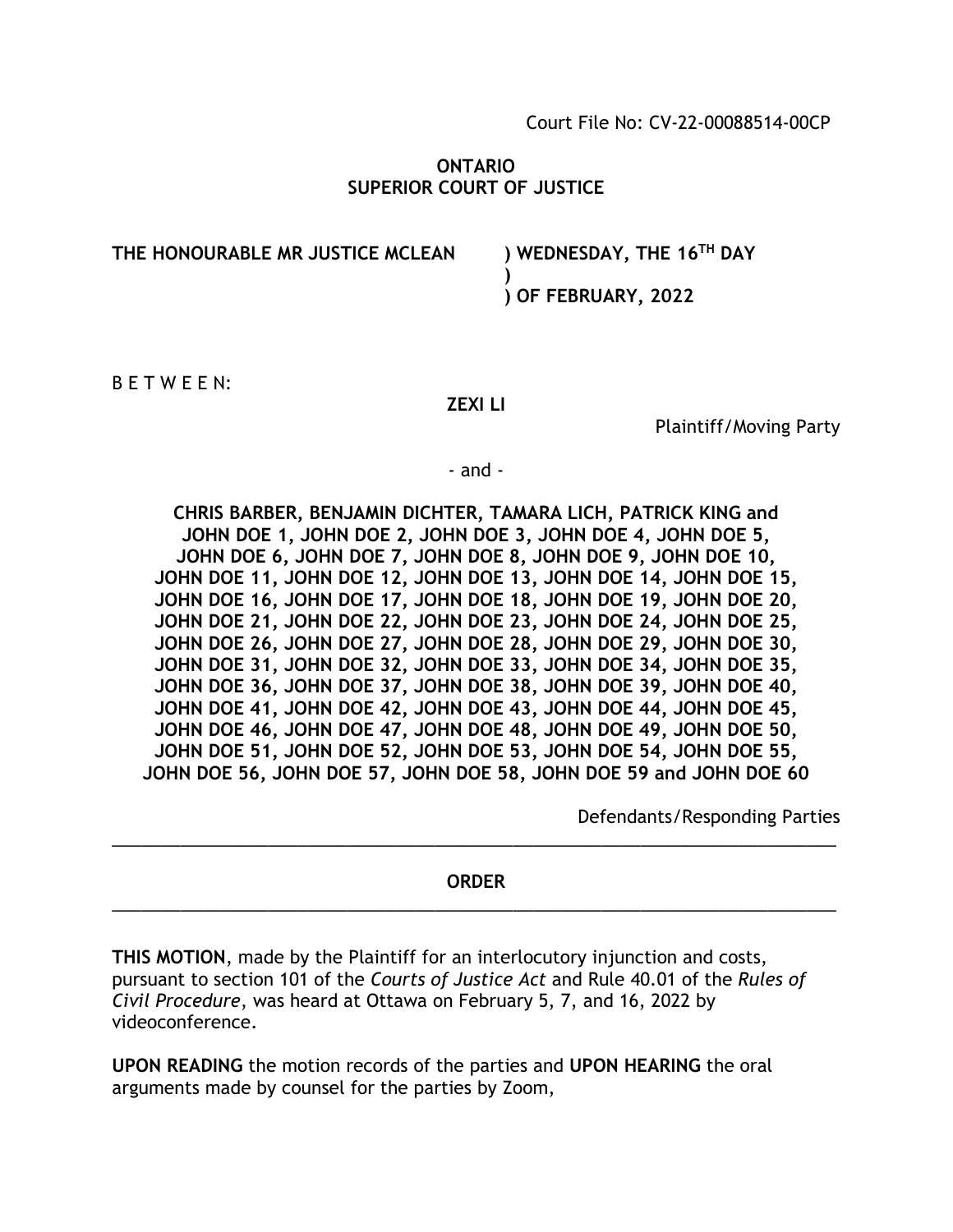Court File No: CV-22-00088514-00CP

**ONTARIO**
**SUPERIOR COURT OF JUSTICE**

**THE HONOURABLE MR JUSTICE MCLEAN ) WEDNESDAY, THE 16TH DAY**
**)**
**) OF FEBRUARY, 2022**

B E T W E E N:

**ZEXI LI**

Plaintiff/Moving Party

- and -

**CHRIS BARBER, BENJAMIN DICHTER, TAMARA LICH, PATRICK KING and JOHN DOE 1, JOHN DOE 2, JOHN DOE 3, JOHN DOE 4, JOHN DOE 5, JOHN DOE 6, JOHN DOE 7, JOHN DOE 8, JOHN DOE 9, JOHN DOE 10, JOHN DOE 11, JOHN DOE 12, JOHN DOE 13, JOHN DOE 14, JOHN DOE 15, JOHN DOE 16, JOHN DOE 17, JOHN DOE 18, JOHN DOE 19, JOHN DOE 20, JOHN DOE 21, JOHN DOE 22, JOHN DOE 23, JOHN DOE 24, JOHN DOE 25, JOHN DOE 26, JOHN DOE 27, JOHN DOE 28, JOHN DOE 29, JOHN DOE 30, JOHN DOE 31, JOHN DOE 32, JOHN DOE 33, JOHN DOE 34, JOHN DOE 35, JOHN DOE 36, JOHN DOE 37, JOHN DOE 38, JOHN DOE 39, JOHN DOE 40, JOHN DOE 41, JOHN DOE 42, JOHN DOE 43, JOHN DOE 44, JOHN DOE 45, JOHN DOE 46, JOHN DOE 47, JOHN DOE 48, JOHN DOE 49, JOHN DOE 50, JOHN DOE 51, JOHN DOE 52, JOHN DOE 53, JOHN DOE 54, JOHN DOE 55, JOHN DOE 56, JOHN DOE 57, JOHN DOE 58, JOHN DOE 59 and JOHN DOE 60**

Defendants/Responding Parties

---

**ORDER**

---

**THIS MOTION**, made by the Plaintiff for an interlocutory injunction and costs, pursuant to section 101 of the *Courts of Justice Act* and Rule 40.01 of the *Rules of Civil Procedure*, was heard at Ottawa on February 5, 7, and 16, 2022 by videoconference.

**UPON READING** the motion records of the parties and **UPON HEARING** the oral arguments made by counsel for the parties by Zoom,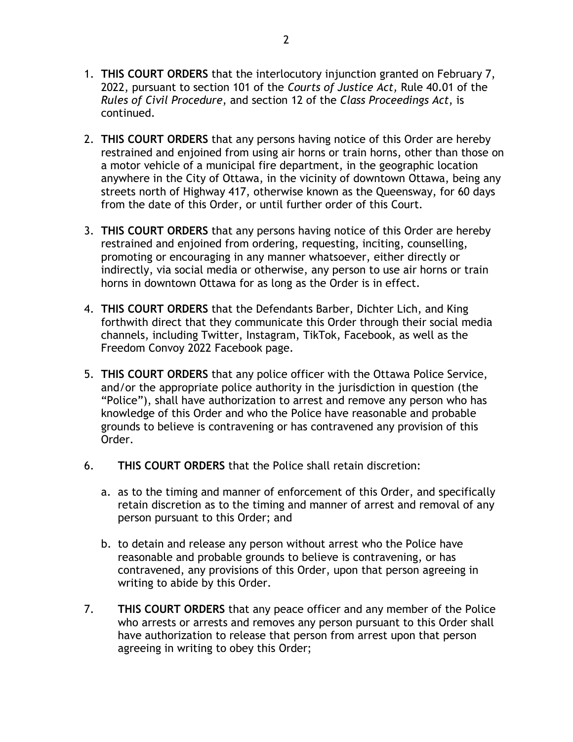1. **THIS COURT ORDERS** that the interlocutory injunction granted on February 7, 2022, pursuant to section 101 of the *Courts of Justice Act,* Rule 40.01 of the *Rules of Civil Procedure*, and section 12 of the *Class Proceedings Act*, is continued.

2. **THIS COURT ORDERS** that any persons having notice of this Order are hereby restrained and enjoined from using air horns or train horns, other than those on a motor vehicle of a municipal fire department, in the geographic location anywhere in the City of Ottawa, in the vicinity of downtown Ottawa, being any streets north of Highway 417, otherwise known as the Queensway, for 60 days from the date of this Order, or until further order of this Court.

3. **THIS COURT ORDERS** that any persons having notice of this Order are hereby restrained and enjoined from ordering, requesting, inciting, counselling, promoting or encouraging in any manner whatsoever, either directly or indirectly, via social media or otherwise, any person to use air horns or train horns in downtown Ottawa for as long as the Order is in effect.

4. **THIS COURT ORDERS** that the Defendants Barber, Dichter Lich, and King forthwith direct that they communicate this Order through their social media channels, including Twitter, Instagram, TikTok, Facebook, as well as the Freedom Convoy 2022 Facebook page.

5. **THIS COURT ORDERS** that any police officer with the Ottawa Police Service, and/or the appropriate police authority in the jurisdiction in question (the "Police"), shall have authorization to arrest and remove any person who has knowledge of this Order and who the Police have reasonable and probable grounds to believe is contravening or has contravened any provision of this Order.

6. **THIS COURT ORDERS** that the Police shall retain discretion:

   a. as to the timing and manner of enforcement of this Order, and specifically retain discretion as to the timing and manner of arrest and removal of any person pursuant to this Order; and

   b. to detain and release any person without arrest who the Police have reasonable and probable grounds to believe is contravening, or has contravened, any provisions of this Order, upon that person agreeing in writing to abide by this Order.

7. **THIS COURT ORDERS** that any peace officer and any member of the Police who arrests or arrests and removes any person pursuant to this Order shall have authorization to release that person from arrest upon that person agreeing in writing to obey this Order;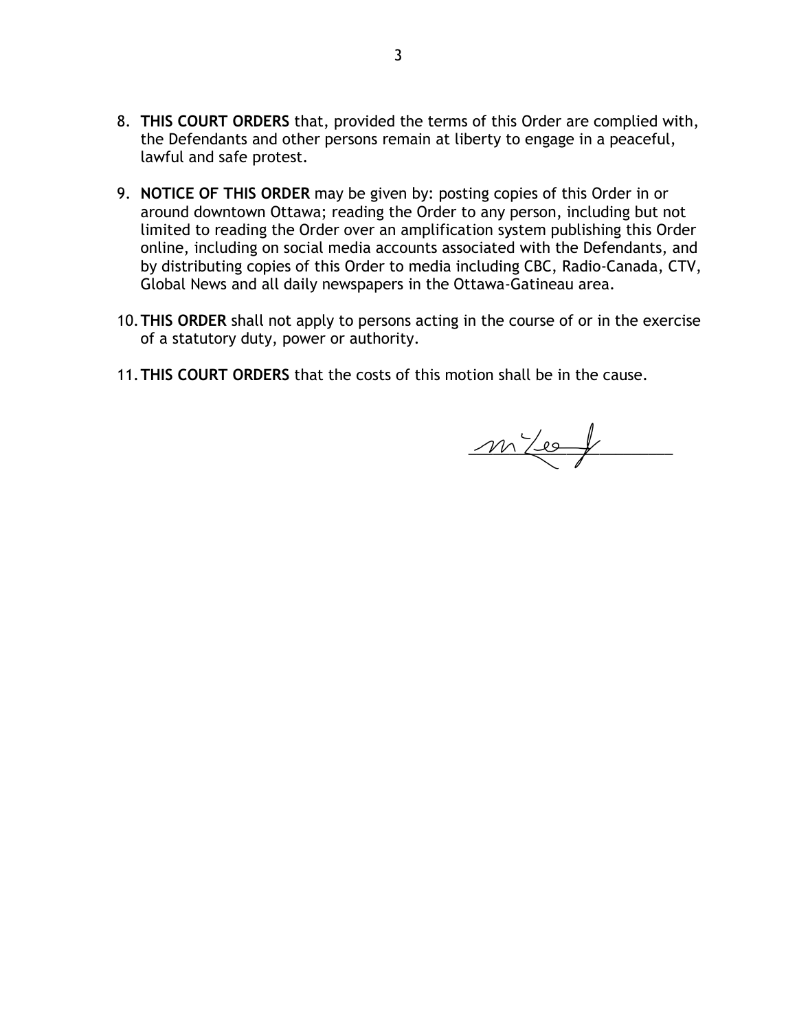8. **THIS COURT ORDERS** that, provided the terms of this Order are complied with, the Defendants and other persons remain at liberty to engage in a peaceful, lawful and safe protest.

9. **NOTICE OF THIS ORDER** may be given by: posting copies of this Order in or around downtown Ottawa; reading the Order to any person, including but not limited to reading the Order over an amplification system publishing this Order online, including on social media accounts associated with the Defendants, and by distributing copies of this Order to media including CBC, Radio-Canada, CTV, Global News and all daily newspapers in the Ottawa-Gatineau area.

10. **THIS ORDER** shall not apply to persons acting in the course of or in the exercise of a statutory duty, power or authority.

11. **THIS COURT ORDERS** that the costs of this motion shall be in the cause.